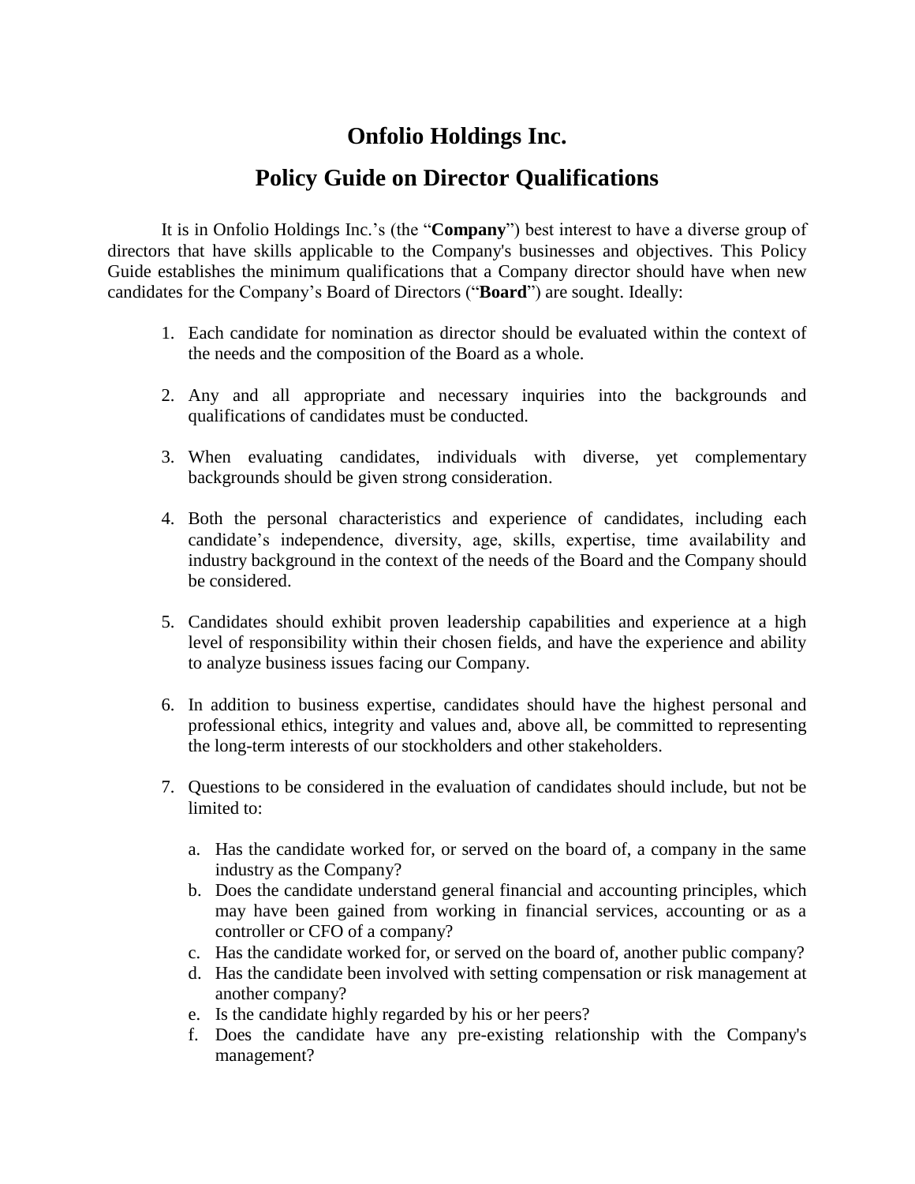# Onfolio Holdings Inc.

## Policy Guide on Director Qualifications

It is in Onfolio Holdings Inc.'s (the "**Company**") best interest to have a diverse group of directors that have skills applicable to the Company's businesses and objectives. This Policy Guide establishes the minimum qualifications that a Company director should have when new candidates for the Company's Board of Directors ("**Board**") are sought. Ideally:

1. Each candidate for nomination as director should be evaluated within the context of the needs and the composition of the Board as a whole.

2. Any and all appropriate and necessary inquiries into the backgrounds and qualifications of candidates must be conducted.

3. When evaluating candidates, individuals with diverse, yet complementary backgrounds should be given strong consideration.

4. Both the personal characteristics and experience of candidates, including each candidate's independence, diversity, age, skills, expertise, time availability and industry background in the context of the needs of the Board and the Company should be considered.

5. Candidates should exhibit proven leadership capabilities and experience at a high level of responsibility within their chosen fields, and have the experience and ability to analyze business issues facing our Company.

6. In addition to business expertise, candidates should have the highest personal and professional ethics, integrity and values and, above all, be committed to representing the long-term interests of our stockholders and other stakeholders.

7. Questions to be considered in the evaluation of candidates should include, but not be limited to:

   a. Has the candidate worked for, or served on the board of, a company in the same industry as the Company?
   b. Does the candidate understand general financial and accounting principles, which may have been gained from working in financial services, accounting or as a controller or CFO of a company?
   c. Has the candidate worked for, or served on the board of, another public company?
   d. Has the candidate been involved with setting compensation or risk management at another company?
   e. Is the candidate highly regarded by his or her peers?
   f. Does the candidate have any pre-existing relationship with the Company's management?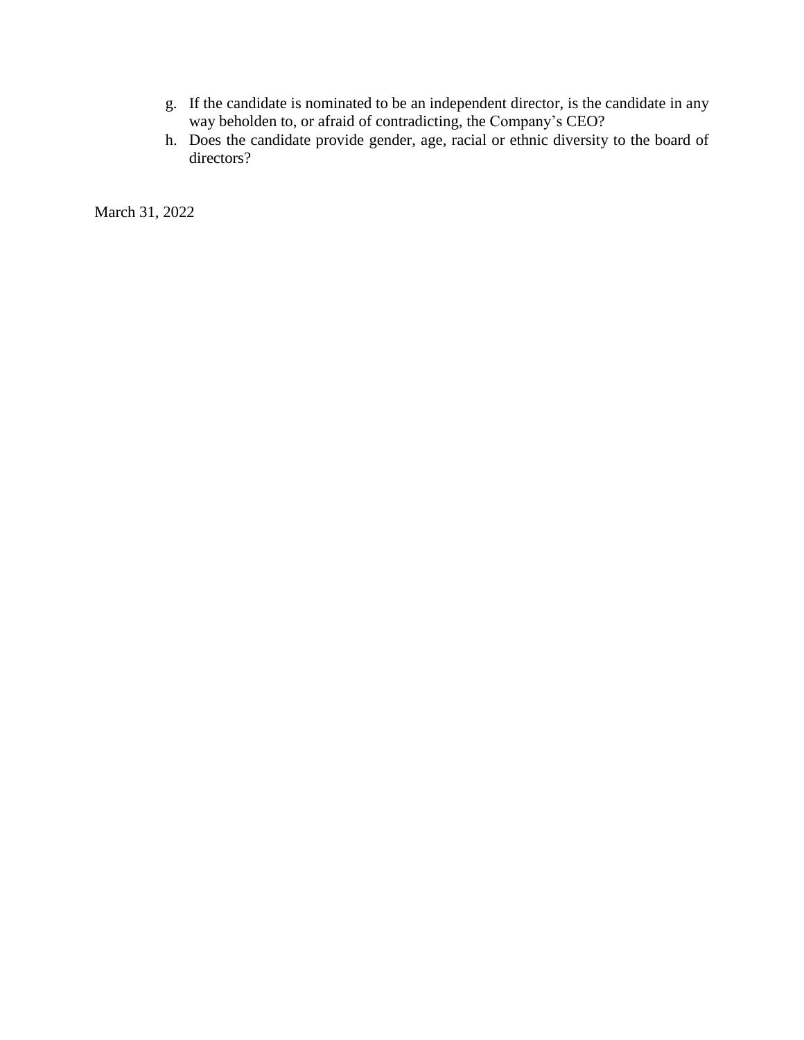g. If the candidate is nominated to be an independent director, is the candidate in any way beholden to, or afraid of contradicting, the Company's CEO?
h. Does the candidate provide gender, age, racial or ethnic diversity to the board of directors?

March 31, 2022